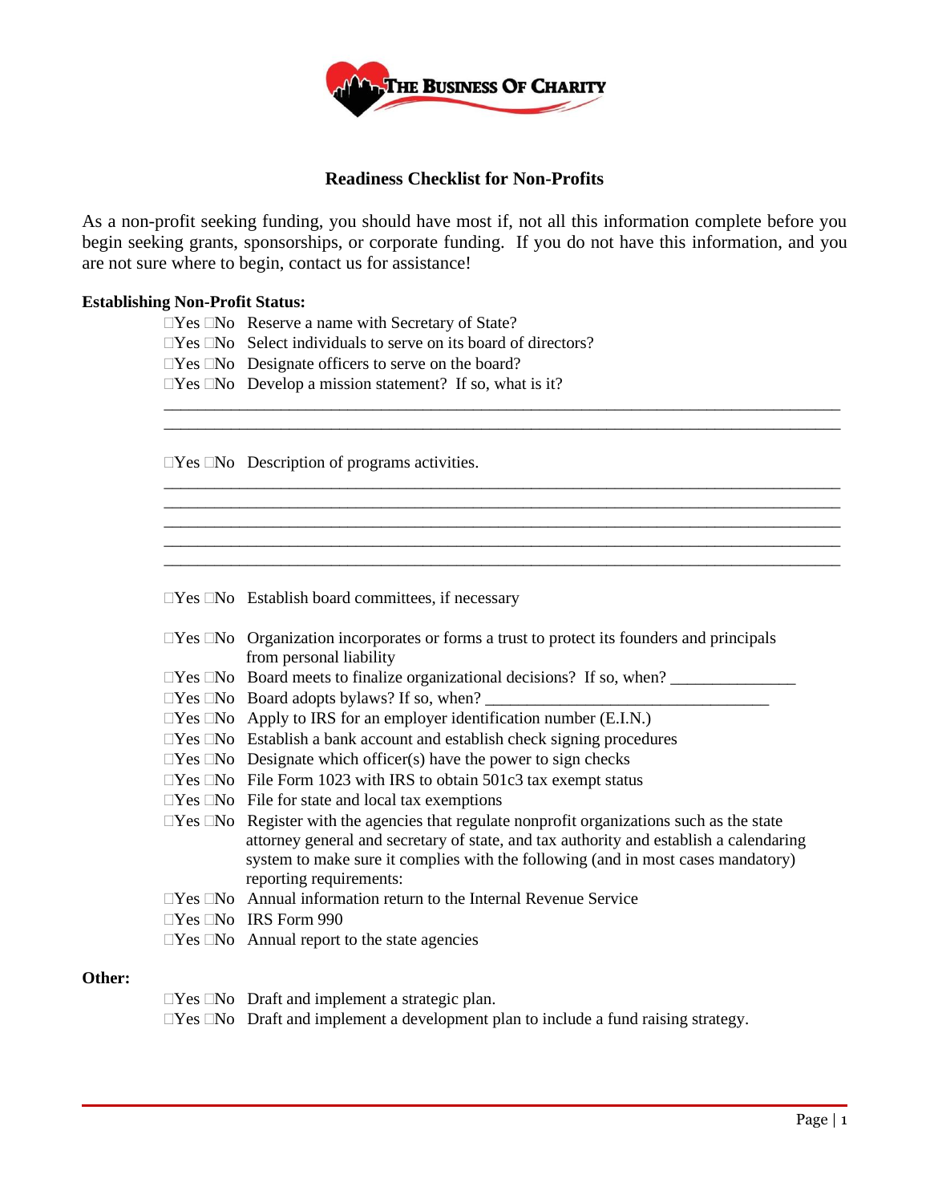# Readiness Checklist for Non-Profits

As a non-profit seeking funding, you should have most if, not all this information complete before you begin seeking grants, sponsorships, or corporate funding. If you do not have this information, and you are not sure where to begin, contact us for assistance!

**Establishing Non-Profit Status:**

- ☐Yes ☐No Reserve a name with Secretary of State?
- ☐Yes ☐No Select individuals to serve on its board of directors?
- ☐Yes ☐No Designate officers to serve on the board?
- ☐Yes ☐No Develop a mission statement? If so, what is it?

______________________________________________________________________________
______________________________________________________________________________

- ☐Yes ☐No Description of programs activities.

______________________________________________________________________________
______________________________________________________________________________
______________________________________________________________________________
______________________________________________________________________________
______________________________________________________________________________

- ☐Yes ☐No Establish board committees, if necessary
- ☐Yes ☐No Organization incorporates or forms a trust to protect its founders and principals from personal liability
- ☐Yes ☐No Board meets to finalize organizational decisions? If so, when? _______________
- ☐Yes ☐No Board adopts bylaws? If so, when? __________________________________
- ☐Yes ☐No Apply to IRS for an employer identification number (E.I.N.)
- ☐Yes ☐No Establish a bank account and establish check signing procedures
- ☐Yes ☐No Designate which officer(s) have the power to sign checks
- ☐Yes ☐No File Form 1023 with IRS to obtain 501c3 tax exempt status
- ☐Yes ☐No File for state and local tax exemptions
- ☐Yes ☐No Register with the agencies that regulate nonprofit organizations such as the state attorney general and secretary of state, and tax authority and establish a calendaring system to make sure it complies with the following (and in most cases mandatory) reporting requirements:
- ☐Yes ☐No Annual information return to the Internal Revenue Service
- ☐Yes ☐No IRS Form 990
- ☐Yes ☐No Annual report to the state agencies

**Other:**

- ☐Yes ☐No Draft and implement a strategic plan.
- ☐Yes ☐No Draft and implement a development plan to include a fund raising strategy.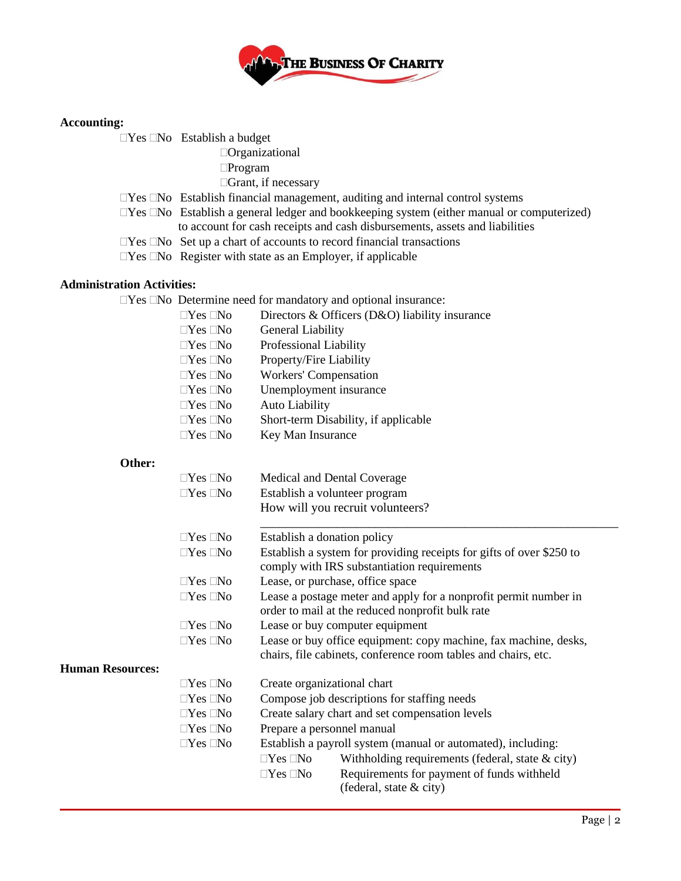**Accounting:**

- ☐Yes ☐No Establish a budget
  - ☐Organizational
  - ☐Program
  - ☐Grant, if necessary
- ☐Yes ☐No Establish financial management, auditing and internal control systems
- ☐Yes ☐No Establish a general ledger and bookkeeping system (either manual or computerized) to account for cash receipts and cash disbursements, assets and liabilities
- ☐Yes ☐No Set up a chart of accounts to record financial transactions
- ☐Yes ☐No Register with state as an Employer, if applicable

**Administration Activities:**

- ☐Yes ☐No Determine need for mandatory and optional insurance:
  - ☐Yes ☐No Directors & Officers (D&O) liability insurance
  - ☐Yes ☐No General Liability
  - ☐Yes ☐No Professional Liability
  - ☐Yes ☐No Property/Fire Liability
  - ☐Yes ☐No Workers' Compensation
  - ☐Yes ☐No Unemployment insurance
  - ☐Yes ☐No Auto Liability
  - ☐Yes ☐No Short-term Disability, if applicable
  - ☐Yes ☐No Key Man Insurance

**Other:**

- ☐Yes ☐No Medical and Dental Coverage
- ☐Yes ☐No Establish a volunteer program
  How will you recruit volunteers?
  \_\_\_\_\_\_\_\_\_\_\_\_\_\_\_\_\_\_\_\_\_\_\_\_\_\_\_\_\_\_\_\_\_\_\_\_\_\_\_\_\_\_\_\_\_\_\_\_\_\_\_\_\_\_
- ☐Yes ☐No Establish a donation policy
- ☐Yes ☐No Establish a system for providing receipts for gifts of over $250 to comply with IRS substantiation requirements
- ☐Yes ☐No Lease, or purchase, office space
- ☐Yes ☐No Lease a postage meter and apply for a nonprofit permit number in order to mail at the reduced nonprofit bulk rate
- ☐Yes ☐No Lease or buy computer equipment
- ☐Yes ☐No Lease or buy office equipment: copy machine, fax machine, desks, chairs, file cabinets, conference room tables and chairs, etc.

**Human Resources:**

- ☐Yes ☐No Create organizational chart
- ☐Yes ☐No Compose job descriptions for staffing needs
- ☐Yes ☐No Create salary chart and set compensation levels
- ☐Yes ☐No Prepare a personnel manual
- ☐Yes ☐No Establish a payroll system (manual or automated), including:
  - ☐Yes ☐No Withholding requirements (federal, state & city)
  - ☐Yes ☐No Requirements for payment of funds withheld (federal, state & city)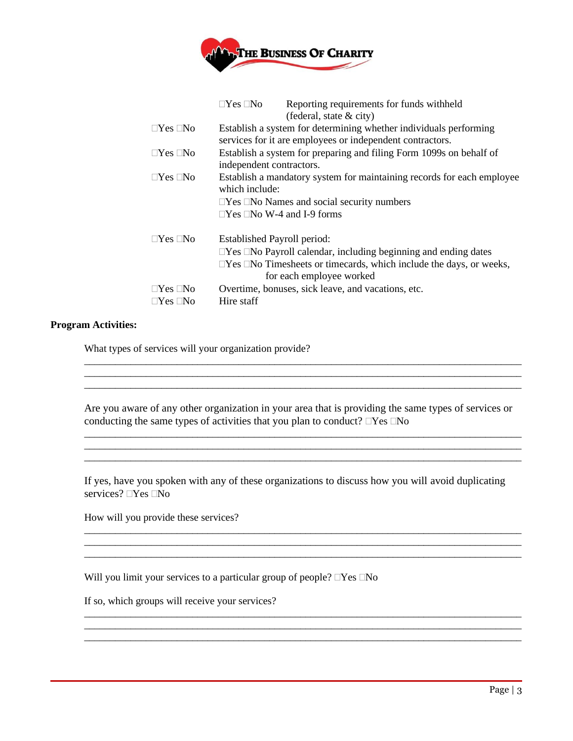☐Yes ☐No Reporting requirements for funds withheld (federal, state & city)

☐Yes ☐No Establish a system for determining whether individuals performing services for it are employees or independent contractors.

☐Yes ☐No Establish a system for preparing and filing Form 1099s on behalf of independent contractors.

☐Yes ☐No Establish a mandatory system for maintaining records for each employee which include:

- ☐Yes ☐No Names and social security numbers
- ☐Yes ☐No W-4 and I-9 forms

☐Yes ☐No Established Payroll period:

- ☐Yes ☐No Payroll calendar, including beginning and ending dates
- ☐Yes ☐No Timesheets or timecards, which include the days, or weeks, for each employee worked

☐Yes ☐No Overtime, bonuses, sick leave, and vacations, etc.

☐Yes ☐No Hire staff

**Program Activities:**

What types of services will your organization provide?

\_\_\_\_\_\_\_\_\_\_\_\_\_\_\_\_\_\_\_\_\_\_\_\_\_\_\_\_\_\_\_\_\_\_\_\_\_\_\_\_\_\_\_\_\_\_\_\_\_\_\_\_\_\_\_\_\_\_\_\_\_\_\_\_\_\_\_\_\_\_\_\_\_\_\_\_
\_\_\_\_\_\_\_\_\_\_\_\_\_\_\_\_\_\_\_\_\_\_\_\_\_\_\_\_\_\_\_\_\_\_\_\_\_\_\_\_\_\_\_\_\_\_\_\_\_\_\_\_\_\_\_\_\_\_\_\_\_\_\_\_\_\_\_\_\_\_\_\_\_\_\_\_
\_\_\_\_\_\_\_\_\_\_\_\_\_\_\_\_\_\_\_\_\_\_\_\_\_\_\_\_\_\_\_\_\_\_\_\_\_\_\_\_\_\_\_\_\_\_\_\_\_\_\_\_\_\_\_\_\_\_\_\_\_\_\_\_\_\_\_\_\_\_\_\_\_\_\_\_

Are you aware of any other organization in your area that is providing the same types of services or conducting the same types of activities that you plan to conduct? ☐Yes ☐No

\_\_\_\_\_\_\_\_\_\_\_\_\_\_\_\_\_\_\_\_\_\_\_\_\_\_\_\_\_\_\_\_\_\_\_\_\_\_\_\_\_\_\_\_\_\_\_\_\_\_\_\_\_\_\_\_\_\_\_\_\_\_\_\_\_\_\_\_\_\_\_\_\_\_\_\_
\_\_\_\_\_\_\_\_\_\_\_\_\_\_\_\_\_\_\_\_\_\_\_\_\_\_\_\_\_\_\_\_\_\_\_\_\_\_\_\_\_\_\_\_\_\_\_\_\_\_\_\_\_\_\_\_\_\_\_\_\_\_\_\_\_\_\_\_\_\_\_\_\_\_\_\_
\_\_\_\_\_\_\_\_\_\_\_\_\_\_\_\_\_\_\_\_\_\_\_\_\_\_\_\_\_\_\_\_\_\_\_\_\_\_\_\_\_\_\_\_\_\_\_\_\_\_\_\_\_\_\_\_\_\_\_\_\_\_\_\_\_\_\_\_\_\_\_\_\_\_\_\_

If yes, have you spoken with any of these organizations to discuss how you will avoid duplicating services? ☐Yes ☐No

How will you provide these services?

\_\_\_\_\_\_\_\_\_\_\_\_\_\_\_\_\_\_\_\_\_\_\_\_\_\_\_\_\_\_\_\_\_\_\_\_\_\_\_\_\_\_\_\_\_\_\_\_\_\_\_\_\_\_\_\_\_\_\_\_\_\_\_\_\_\_\_\_\_\_\_\_\_\_\_\_
\_\_\_\_\_\_\_\_\_\_\_\_\_\_\_\_\_\_\_\_\_\_\_\_\_\_\_\_\_\_\_\_\_\_\_\_\_\_\_\_\_\_\_\_\_\_\_\_\_\_\_\_\_\_\_\_\_\_\_\_\_\_\_\_\_\_\_\_\_\_\_\_\_\_\_\_
\_\_\_\_\_\_\_\_\_\_\_\_\_\_\_\_\_\_\_\_\_\_\_\_\_\_\_\_\_\_\_\_\_\_\_\_\_\_\_\_\_\_\_\_\_\_\_\_\_\_\_\_\_\_\_\_\_\_\_\_\_\_\_\_\_\_\_\_\_\_\_\_\_\_\_\_

Will you limit your services to a particular group of people? ☐Yes ☐No

If so, which groups will receive your services?

\_\_\_\_\_\_\_\_\_\_\_\_\_\_\_\_\_\_\_\_\_\_\_\_\_\_\_\_\_\_\_\_\_\_\_\_\_\_\_\_\_\_\_\_\_\_\_\_\_\_\_\_\_\_\_\_\_\_\_\_\_\_\_\_\_\_\_\_\_\_\_\_\_\_\_\_
\_\_\_\_\_\_\_\_\_\_\_\_\_\_\_\_\_\_\_\_\_\_\_\_\_\_\_\_\_\_\_\_\_\_\_\_\_\_\_\_\_\_\_\_\_\_\_\_\_\_\_\_\_\_\_\_\_\_\_\_\_\_\_\_\_\_\_\_\_\_\_\_\_\_\_\_
\_\_\_\_\_\_\_\_\_\_\_\_\_\_\_\_\_\_\_\_\_\_\_\_\_\_\_\_\_\_\_\_\_\_\_\_\_\_\_\_\_\_\_\_\_\_\_\_\_\_\_\_\_\_\_\_\_\_\_\_\_\_\_\_\_\_\_\_\_\_\_\_\_\_\_\_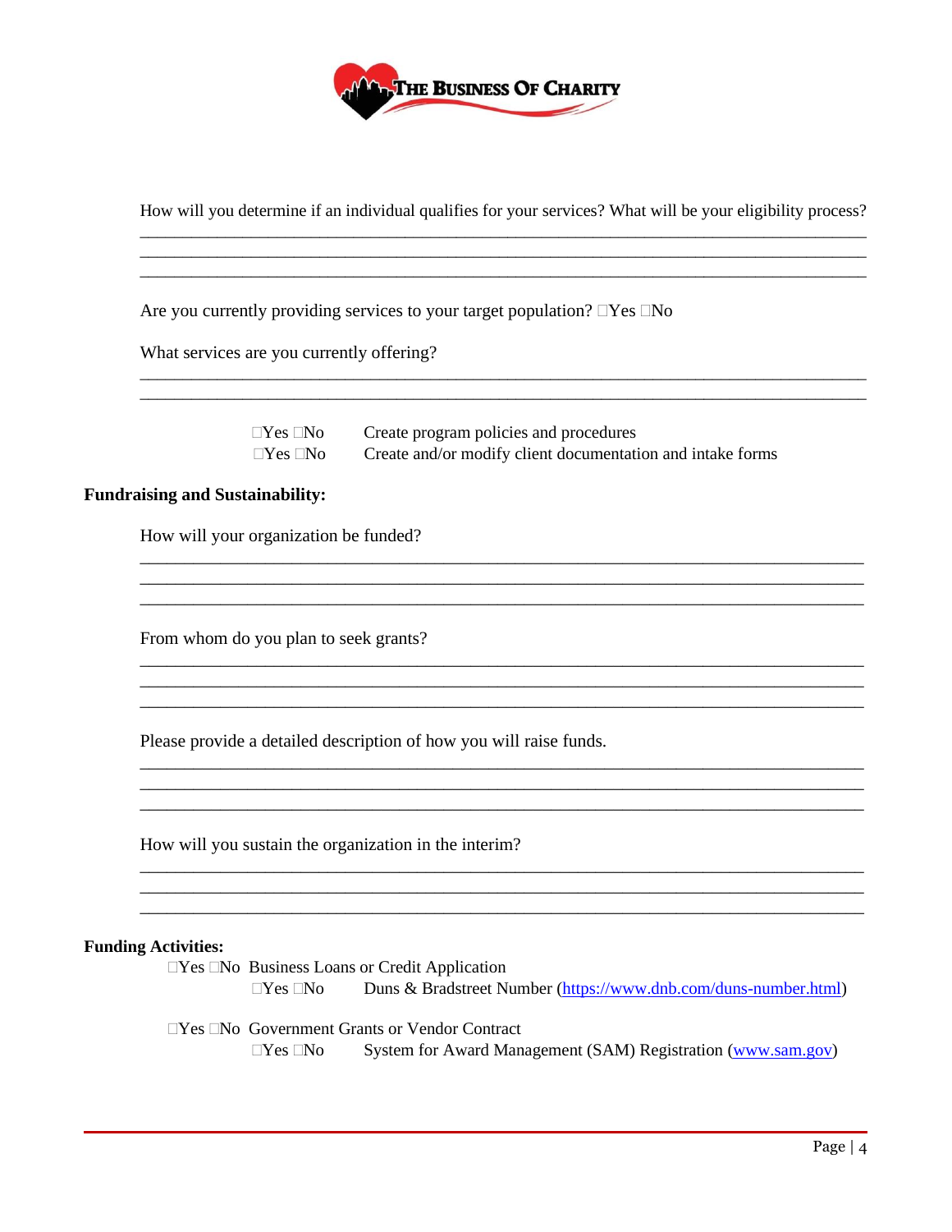How will you determine if an individual qualifies for your services? What will be your eligibility process?

_______________________________________________________________________________
_______________________________________________________________________________
_______________________________________________________________________________

Are you currently providing services to your target population? ☐Yes ☐No

What services are you currently offering?

_______________________________________________________________________________
_______________________________________________________________________________

☐Yes ☐No Create program policies and procedures
☐Yes ☐No Create and/or modify client documentation and intake forms

**Fundraising and Sustainability:**

How will your organization be funded?

_______________________________________________________________________________
_______________________________________________________________________________
_______________________________________________________________________________

From whom do you plan to seek grants?

_______________________________________________________________________________
_______________________________________________________________________________
_______________________________________________________________________________

Please provide a detailed description of how you will raise funds.

_______________________________________________________________________________
_______________________________________________________________________________
_______________________________________________________________________________

How will you sustain the organization in the interim?

_______________________________________________________________________________
_______________________________________________________________________________
_______________________________________________________________________________

**Funding Activities:**

☐Yes ☐No Business Loans or Credit Application
☐Yes ☐No Duns & Bradstreet Number (https://www.dnb.com/duns-number.html)

☐Yes ☐No Government Grants or Vendor Contract
☐Yes ☐No System for Award Management (SAM) Registration (www.sam.gov)